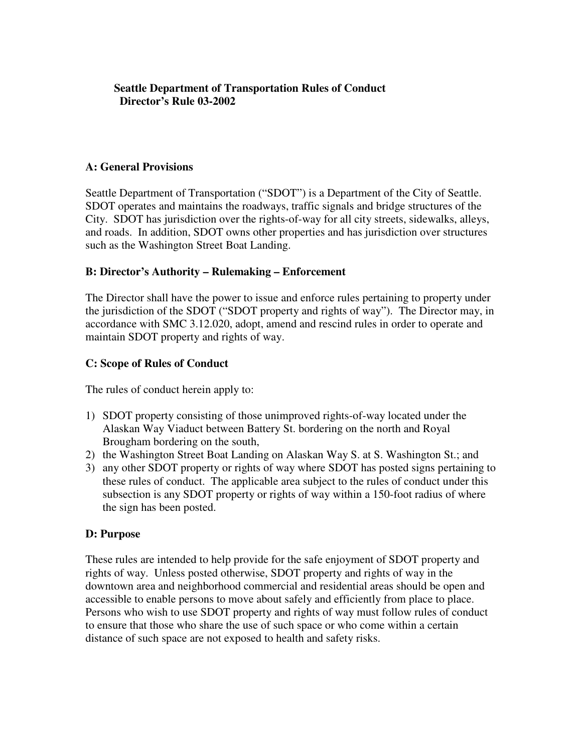# Seattle Department of Transportation Rules of Conduct
## Director's Rule 03-2002

### A: General Provisions

Seattle Department of Transportation ("SDOT") is a Department of the City of Seattle. SDOT operates and maintains the roadways, traffic signals and bridge structures of the City. SDOT has jurisdiction over the rights-of-way for all city streets, sidewalks, alleys, and roads. In addition, SDOT owns other properties and has jurisdiction over structures such as the Washington Street Boat Landing.

### B: Director's Authority – Rulemaking – Enforcement

The Director shall have the power to issue and enforce rules pertaining to property under the jurisdiction of the SDOT ("SDOT property and rights of way"). The Director may, in accordance with SMC 3.12.020, adopt, amend and rescind rules in order to operate and maintain SDOT property and rights of way.

### C: Scope of Rules of Conduct

The rules of conduct herein apply to:

1) SDOT property consisting of those unimproved rights-of-way located under the Alaskan Way Viaduct between Battery St. bordering on the north and Royal Brougham bordering on the south,
2) the Washington Street Boat Landing on Alaskan Way S. at S. Washington St.; and
3) any other SDOT property or rights of way where SDOT has posted signs pertaining to these rules of conduct. The applicable area subject to the rules of conduct under this subsection is any SDOT property or rights of way within a 150-foot radius of where the sign has been posted.

### D: Purpose

These rules are intended to help provide for the safe enjoyment of SDOT property and rights of way. Unless posted otherwise, SDOT property and rights of way in the downtown area and neighborhood commercial and residential areas should be open and accessible to enable persons to move about safely and efficiently from place to place. Persons who wish to use SDOT property and rights of way must follow rules of conduct to ensure that those who share the use of such space or who come within a certain distance of such space are not exposed to health and safety risks.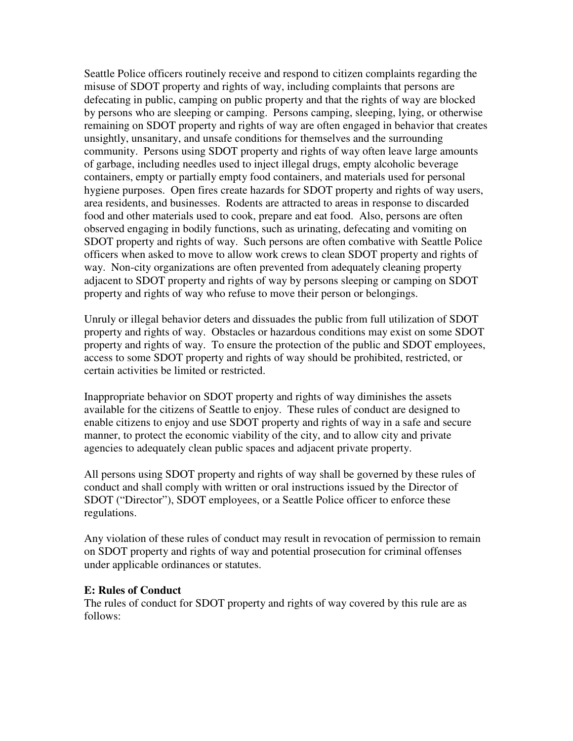Seattle Police officers routinely receive and respond to citizen complaints regarding the misuse of SDOT property and rights of way, including complaints that persons are defecating in public, camping on public property and that the rights of way are blocked by persons who are sleeping or camping. Persons camping, sleeping, lying, or otherwise remaining on SDOT property and rights of way are often engaged in behavior that creates unsightly, unsanitary, and unsafe conditions for themselves and the surrounding community. Persons using SDOT property and rights of way often leave large amounts of garbage, including needles used to inject illegal drugs, empty alcoholic beverage containers, empty or partially empty food containers, and materials used for personal hygiene purposes. Open fires create hazards for SDOT property and rights of way users, area residents, and businesses. Rodents are attracted to areas in response to discarded food and other materials used to cook, prepare and eat food. Also, persons are often observed engaging in bodily functions, such as urinating, defecating and vomiting on SDOT property and rights of way. Such persons are often combative with Seattle Police officers when asked to move to allow work crews to clean SDOT property and rights of way. Non-city organizations are often prevented from adequately cleaning property adjacent to SDOT property and rights of way by persons sleeping or camping on SDOT property and rights of way who refuse to move their person or belongings.

Unruly or illegal behavior deters and dissuades the public from full utilization of SDOT property and rights of way. Obstacles or hazardous conditions may exist on some SDOT property and rights of way. To ensure the protection of the public and SDOT employees, access to some SDOT property and rights of way should be prohibited, restricted, or certain activities be limited or restricted.

Inappropriate behavior on SDOT property and rights of way diminishes the assets available for the citizens of Seattle to enjoy. These rules of conduct are designed to enable citizens to enjoy and use SDOT property and rights of way in a safe and secure manner, to protect the economic viability of the city, and to allow city and private agencies to adequately clean public spaces and adjacent private property.

All persons using SDOT property and rights of way shall be governed by these rules of conduct and shall comply with written or oral instructions issued by the Director of SDOT ("Director"), SDOT employees, or a Seattle Police officer to enforce these regulations.

Any violation of these rules of conduct may result in revocation of permission to remain on SDOT property and rights of way and potential prosecution for criminal offenses under applicable ordinances or statutes.

**E: Rules of Conduct**

The rules of conduct for SDOT property and rights of way covered by this rule are as follows: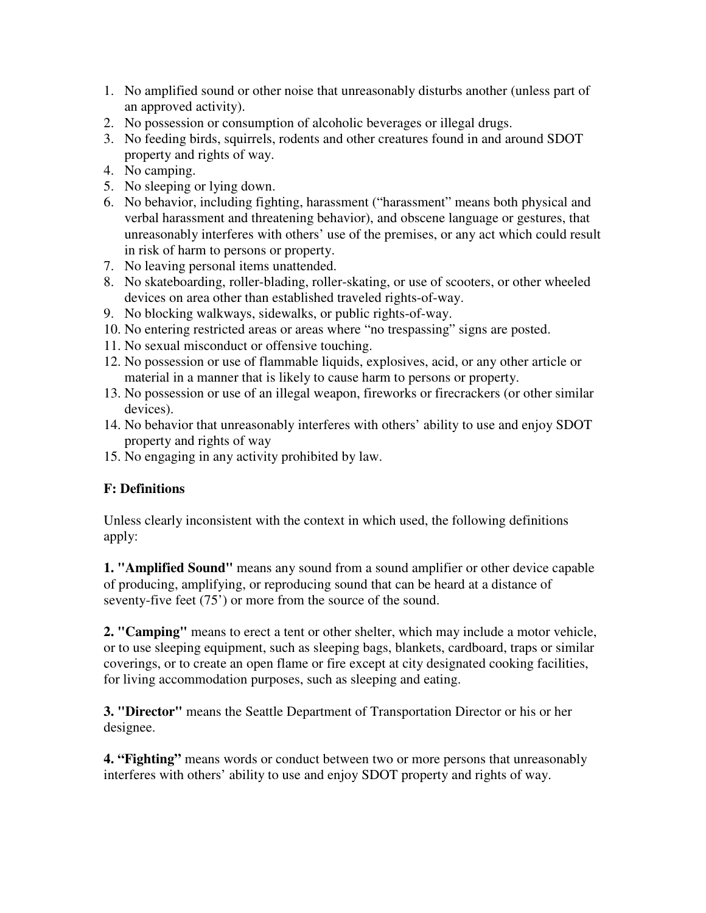1. No amplified sound or other noise that unreasonably disturbs another (unless part of an approved activity).
2. No possession or consumption of alcoholic beverages or illegal drugs.
3. No feeding birds, squirrels, rodents and other creatures found in and around SDOT property and rights of way.
4. No camping.
5. No sleeping or lying down.
6. No behavior, including fighting, harassment ("harassment" means both physical and verbal harassment and threatening behavior), and obscene language or gestures, that unreasonably interferes with others' use of the premises, or any act which could result in risk of harm to persons or property.
7. No leaving personal items unattended.
8. No skateboarding, roller-blading, roller-skating, or use of scooters, or other wheeled devices on area other than established traveled rights-of-way.
9. No blocking walkways, sidewalks, or public rights-of-way.
10. No entering restricted areas or areas where "no trespassing" signs are posted.
11. No sexual misconduct or offensive touching.
12. No possession or use of flammable liquids, explosives, acid, or any other article or material in a manner that is likely to cause harm to persons or property.
13. No possession or use of an illegal weapon, fireworks or firecrackers (or other similar devices).
14. No behavior that unreasonably interferes with others' ability to use and enjoy SDOT property and rights of way
15. No engaging in any activity prohibited by law.

**F: Definitions**

Unless clearly inconsistent with the context in which used, the following definitions apply:

**1. "Amplified Sound"** means any sound from a sound amplifier or other device capable of producing, amplifying, or reproducing sound that can be heard at a distance of seventy-five feet (75') or more from the source of the sound.

**2. "Camping"** means to erect a tent or other shelter, which may include a motor vehicle, or to use sleeping equipment, such as sleeping bags, blankets, cardboard, traps or similar coverings, or to create an open flame or fire except at city designated cooking facilities, for living accommodation purposes, such as sleeping and eating.

**3. "Director"** means the Seattle Department of Transportation Director or his or her designee.

**4. "Fighting"** means words or conduct between two or more persons that unreasonably interferes with others' ability to use and enjoy SDOT property and rights of way.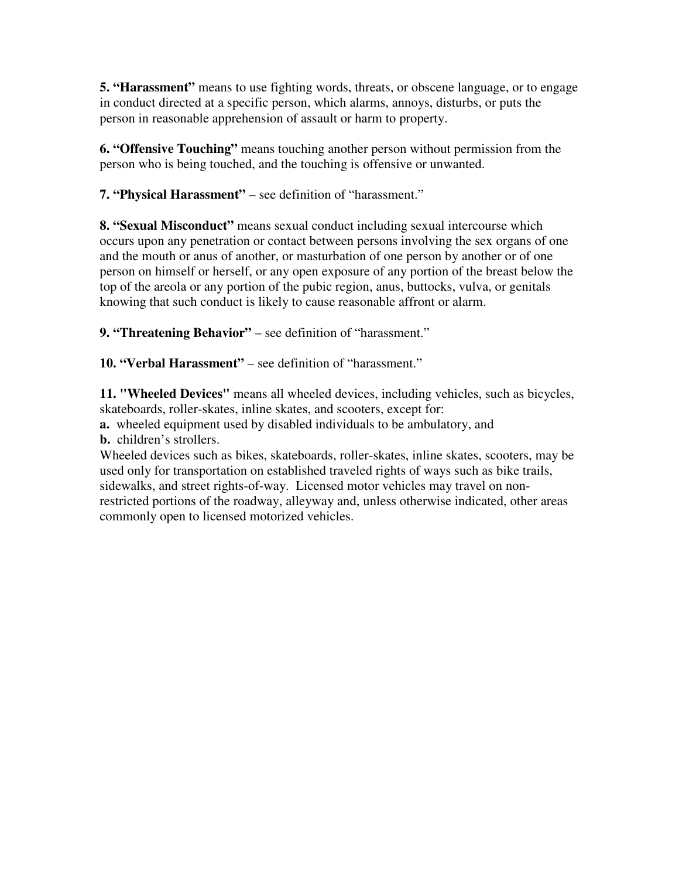**5. "Harassment"** means to use fighting words, threats, or obscene language, or to engage in conduct directed at a specific person, which alarms, annoys, disturbs, or puts the person in reasonable apprehension of assault or harm to property.

**6. "Offensive Touching"** means touching another person without permission from the person who is being touched, and the touching is offensive or unwanted.

**7. "Physical Harassment"** – see definition of "harassment."

**8. "Sexual Misconduct"** means sexual conduct including sexual intercourse which occurs upon any penetration or contact between persons involving the sex organs of one and the mouth or anus of another, or masturbation of one person by another or of one person on himself or herself, or any open exposure of any portion of the breast below the top of the areola or any portion of the pubic region, anus, buttocks, vulva, or genitals knowing that such conduct is likely to cause reasonable affront or alarm.

**9. "Threatening Behavior"** – see definition of "harassment."

**10. "Verbal Harassment"** – see definition of "harassment."

**11. "Wheeled Devices"** means all wheeled devices, including vehicles, such as bicycles, skateboards, roller-skates, inline skates, and scooters, except for:

**a.** wheeled equipment used by disabled individuals to be ambulatory, and

**b.** children's strollers.

Wheeled devices such as bikes, skateboards, roller-skates, inline skates, scooters, may be used only for transportation on established traveled rights of ways such as bike trails, sidewalks, and street rights-of-way. Licensed motor vehicles may travel on non-restricted portions of the roadway, alleyway and, unless otherwise indicated, other areas commonly open to licensed motorized vehicles.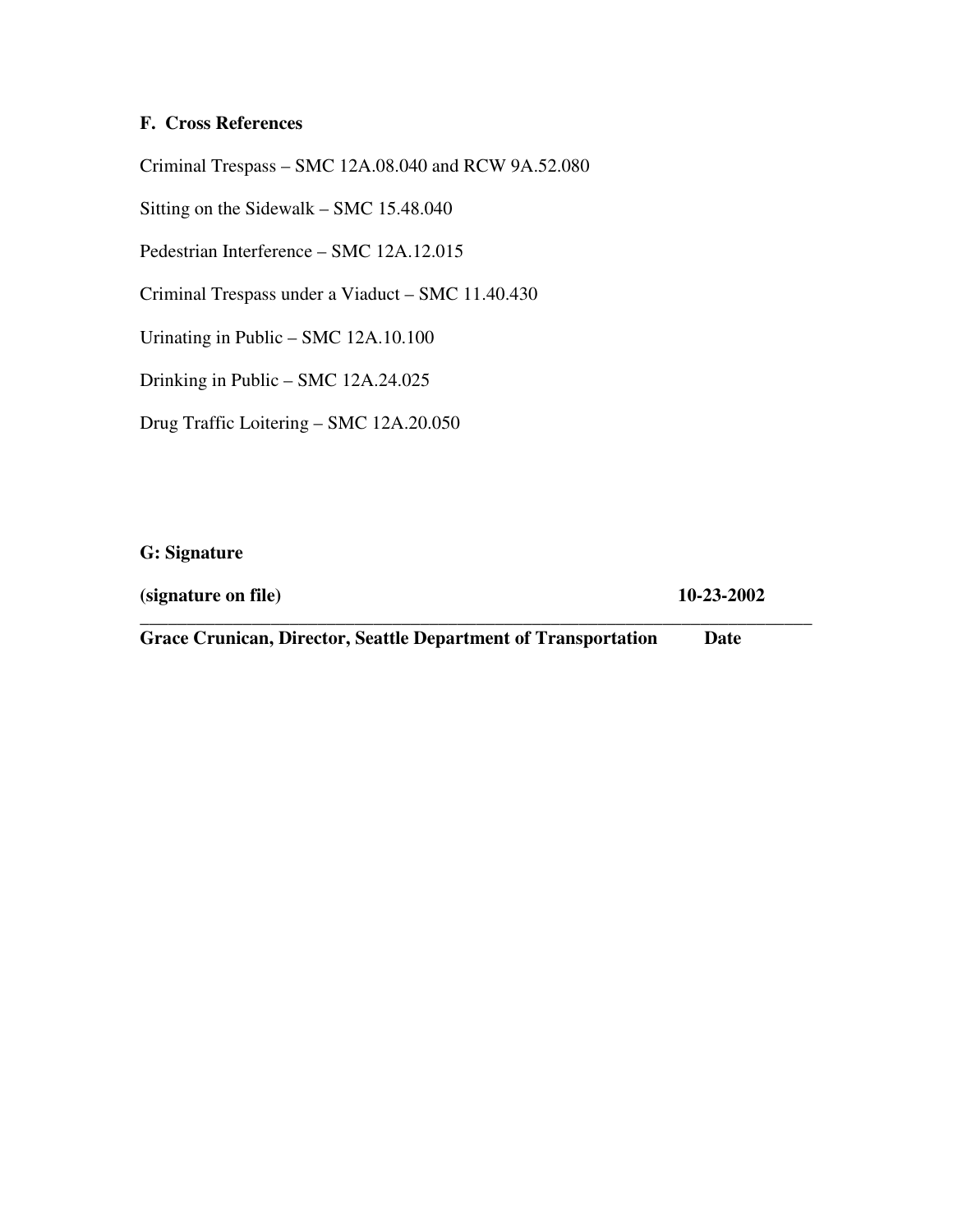## F. Cross References

Criminal Trespass – SMC 12A.08.040 and RCW 9A.52.080

Sitting on the Sidewalk – SMC 15.48.040

Pedestrian Interference – SMC 12A.12.015

Criminal Trespass under a Viaduct – SMC 11.40.430

Urinating in Public – SMC 12A.10.100

Drinking in Public – SMC 12A.24.025

Drug Traffic Loitering – SMC 12A.20.050

## G: Signature

**(signature on file)** **10-23-2002**

___________________________________________________________________________

**Grace Crunican, Director, Seattle Department of Transportation** **Date**